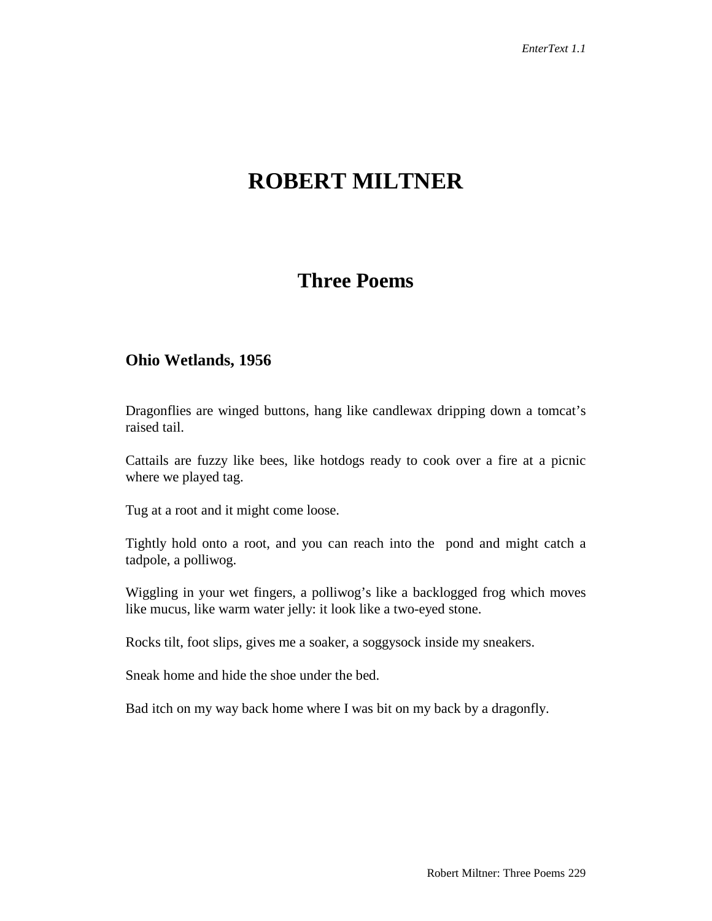# ROBERT MILTNER

## Three Poems

### Ohio Wetlands, 1956

Dragonflies are winged buttons, hang like candlewax dripping down a tomcat's raised tail.

Cattails are fuzzy like bees, like hotdogs ready to cook over a fire at a picnic where we played tag.

Tug at a root and it might come loose.

Tightly hold onto a root, and you can reach into the pond and might catch a tadpole, a polliwog.

Wiggling in your wet fingers, a polliwog's like a backlogged frog which moves like mucus, like warm water jelly: it look like a two-eyed stone.

Rocks tilt, foot slips, gives me a soaker, a soggysock inside my sneakers.

Sneak home and hide the shoe under the bed.

Bad itch on my way back home where I was bit on my back by a dragonfly.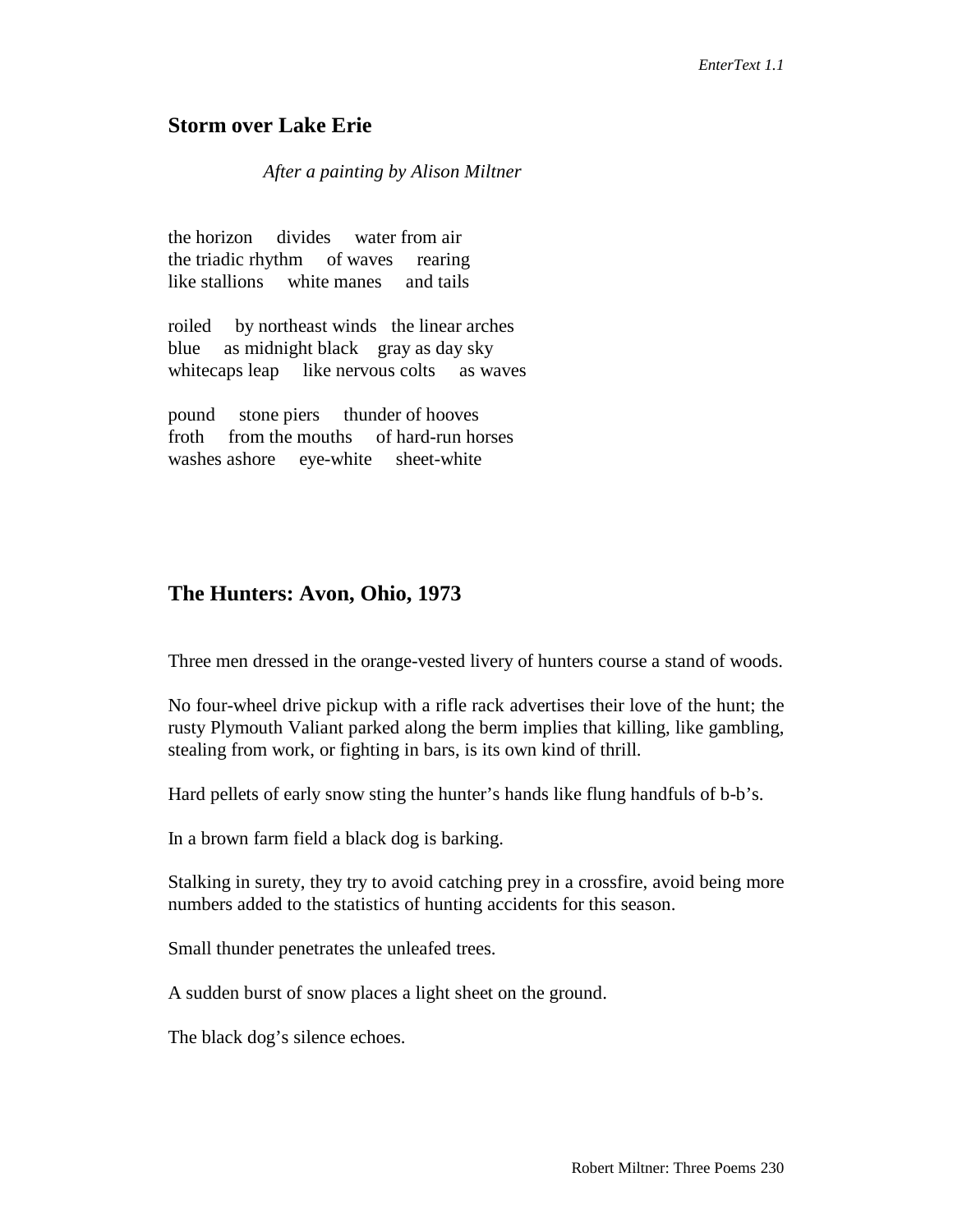## Storm over Lake Erie

*After a painting by Alison Miltner*

the horizon     divides     water from air  
the triadic rhythm     of waves     rearing  
like stallions     white manes     and tails

roiled     by northeast winds   the linear arches  
blue     as midnight black    gray as day sky  
whitecaps leap     like nervous colts     as waves

pound     stone piers     thunder of hooves  
froth     from the mouths     of hard-run horses  
washes ashore     eye-white     sheet-white

## The Hunters: Avon, Ohio, 1973

Three men dressed in the orange-vested livery of hunters course a stand of woods.

No four-wheel drive pickup with a rifle rack advertises their love of the hunt; the rusty Plymouth Valiant parked along the berm implies that killing, like gambling, stealing from work, or fighting in bars, is its own kind of thrill.

Hard pellets of early snow sting the hunter's hands like flung handfuls of b-b's.

In a brown farm field a black dog is barking.

Stalking in surety, they try to avoid catching prey in a crossfire, avoid being more numbers added to the statistics of hunting accidents for this season.

Small thunder penetrates the unleafed trees.

A sudden burst of snow places a light sheet on the ground.

The black dog's silence echoes.